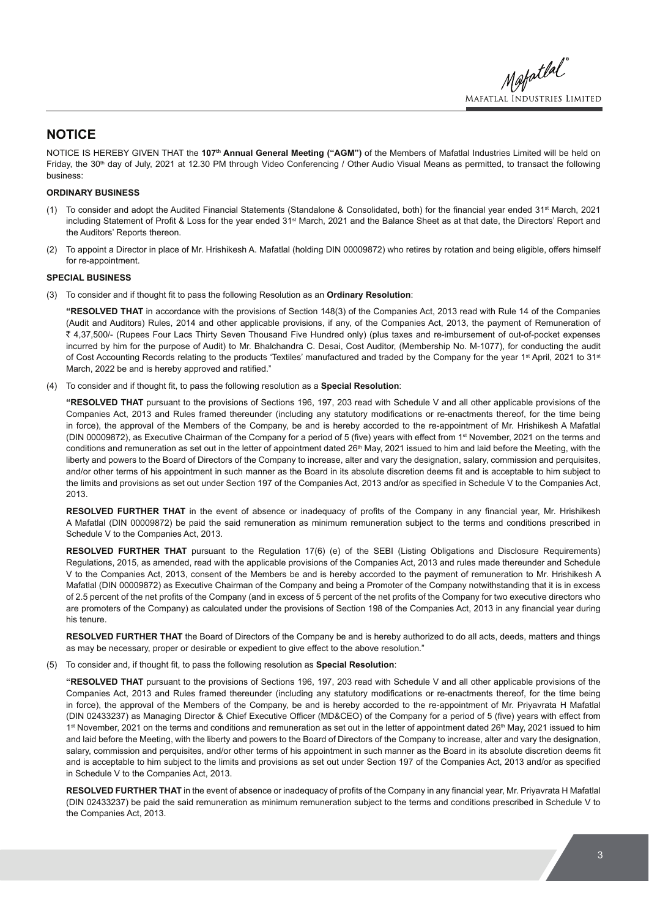# NOTICE

NOTICE IS HEREBY GIVEN THAT the **107th Annual General Meeting ("AGM")** of the Members of Mafatlal Industries Limited will be held on Friday, the 30th day of July, 2021 at 12.30 PM through Video Conferencing / Other Audio Visual Means as permitted, to transact the following business:

**ORDINARY BUSINESS**

(1) To consider and adopt the Audited Financial Statements (Standalone & Consolidated, both) for the financial year ended 31st March, 2021 including Statement of Profit & Loss for the year ended 31st March, 2021 and the Balance Sheet as at that date, the Directors' Report and the Auditors' Reports thereon.

(2) To appoint a Director in place of Mr. Hrishikesh A. Mafatlal (holding DIN 00009872) who retires by rotation and being eligible, offers himself for re-appointment.

**SPECIAL BUSINESS**

(3) To consider and if thought fit to pass the following Resolution as an **Ordinary Resolution**:

**"RESOLVED THAT** in accordance with the provisions of Section 148(3) of the Companies Act, 2013 read with Rule 14 of the Companies (Audit and Auditors) Rules, 2014 and other applicable provisions, if any, of the Companies Act, 2013, the payment of Remuneration of ₹ 4,37,500/- (Rupees Four Lacs Thirty Seven Thousand Five Hundred only) (plus taxes and re-imbursement of out-of-pocket expenses incurred by him for the purpose of Audit) to Mr. Bhalchandra C. Desai, Cost Auditor, (Membership No. M-1077), for conducting the audit of Cost Accounting Records relating to the products 'Textiles' manufactured and traded by the Company for the year 1st April, 2021 to 31st March, 2022 be and is hereby approved and ratified."

(4) To consider and if thought fit, to pass the following resolution as a **Special Resolution**:

**"RESOLVED THAT** pursuant to the provisions of Sections 196, 197, 203 read with Schedule V and all other applicable provisions of the Companies Act, 2013 and Rules framed thereunder (including any statutory modifications or re-enactments thereof, for the time being in force), the approval of the Members of the Company, be and is hereby accorded to the re-appointment of Mr. Hrishikesh A Mafatlal (DIN 00009872), as Executive Chairman of the Company for a period of 5 (five) years with effect from 1st November, 2021 on the terms and conditions and remuneration as set out in the letter of appointment dated 26th May, 2021 issued to him and laid before the Meeting, with the liberty and powers to the Board of Directors of the Company to increase, alter and vary the designation, salary, commission and perquisites, and/or other terms of his appointment in such manner as the Board in its absolute discretion deems fit and is acceptable to him subject to the limits and provisions as set out under Section 197 of the Companies Act, 2013 and/or as specified in Schedule V to the Companies Act, 2013.

**RESOLVED FURTHER THAT** in the event of absence or inadequacy of profits of the Company in any financial year, Mr. Hrishikesh A Mafatlal (DIN 00009872) be paid the said remuneration as minimum remuneration subject to the terms and conditions prescribed in Schedule V to the Companies Act, 2013.

**RESOLVED FURTHER THAT** pursuant to the Regulation 17(6) (e) of the SEBI (Listing Obligations and Disclosure Requirements) Regulations, 2015, as amended, read with the applicable provisions of the Companies Act, 2013 and rules made thereunder and Schedule V to the Companies Act, 2013, consent of the Members be and is hereby accorded to the payment of remuneration to Mr. Hrishikesh A Mafatlal (DIN 00009872) as Executive Chairman of the Company and being a Promoter of the Company notwithstanding that it is in excess of 2.5 percent of the net profits of the Company (and in excess of 5 percent of the net profits of the Company for two executive directors who are promoters of the Company) as calculated under the provisions of Section 198 of the Companies Act, 2013 in any financial year during his tenure.

**RESOLVED FURTHER THAT** the Board of Directors of the Company be and is hereby authorized to do all acts, deeds, matters and things as may be necessary, proper or desirable or expedient to give effect to the above resolution."

(5) To consider and, if thought fit, to pass the following resolution as **Special Resolution**:

**"RESOLVED THAT** pursuant to the provisions of Sections 196, 197, 203 read with Schedule V and all other applicable provisions of the Companies Act, 2013 and Rules framed thereunder (including any statutory modifications or re-enactments thereof, for the time being in force), the approval of the Members of the Company, be and is hereby accorded to the re-appointment of Mr. Priyavrata H Mafatlal (DIN 02433237) as Managing Director & Chief Executive Officer (MD&CEO) of the Company for a period of 5 (five) years with effect from 1st November, 2021 on the terms and conditions and remuneration as set out in the letter of appointment dated 26th May, 2021 issued to him and laid before the Meeting, with the liberty and powers to the Board of Directors of the Company to increase, alter and vary the designation, salary, commission and perquisites, and/or other terms of his appointment in such manner as the Board in its absolute discretion deems fit and is acceptable to him subject to the limits and provisions as set out under Section 197 of the Companies Act, 2013 and/or as specified in Schedule V to the Companies Act, 2013.

**RESOLVED FURTHER THAT** in the event of absence or inadequacy of profits of the Company in any financial year, Mr. Priyavrata H Mafatlal (DIN 02433237) be paid the said remuneration as minimum remuneration subject to the terms and conditions prescribed in Schedule V to the Companies Act, 2013.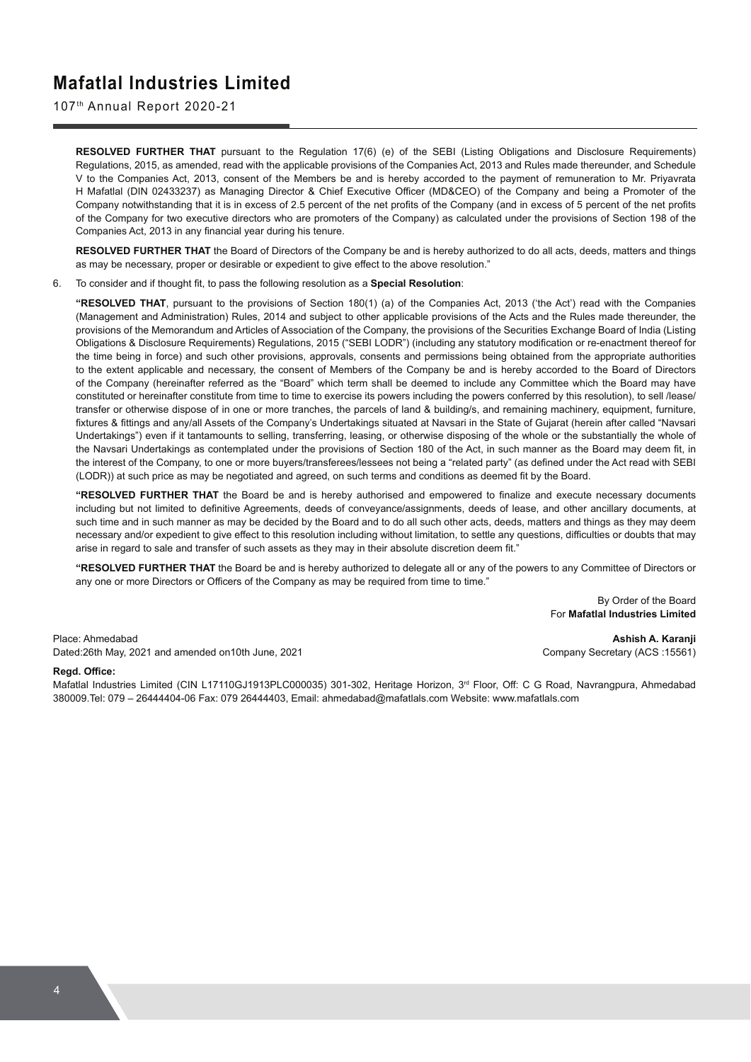**RESOLVED FURTHER THAT** pursuant to the Regulation 17(6) (e) of the SEBI (Listing Obligations and Disclosure Requirements) Regulations, 2015, as amended, read with the applicable provisions of the Companies Act, 2013 and Rules made thereunder, and Schedule V to the Companies Act, 2013, consent of the Members be and is hereby accorded to the payment of remuneration to Mr. Priyavrata H Mafatlal (DIN 02433237) as Managing Director & Chief Executive Officer (MD&CEO) of the Company and being a Promoter of the Company notwithstanding that it is in excess of 2.5 percent of the net profits of the Company (and in excess of 5 percent of the net profits of the Company for two executive directors who are promoters of the Company) as calculated under the provisions of Section 198 of the Companies Act, 2013 in any financial year during his tenure.

**RESOLVED FURTHER THAT** the Board of Directors of the Company be and is hereby authorized to do all acts, deeds, matters and things as may be necessary, proper or desirable or expedient to give effect to the above resolution."

6. To consider and if thought fit, to pass the following resolution as a **Special Resolution**:

**"RESOLVED THAT**, pursuant to the provisions of Section 180(1) (a) of the Companies Act, 2013 ('the Act') read with the Companies (Management and Administration) Rules, 2014 and subject to other applicable provisions of the Acts and the Rules made thereunder, the provisions of the Memorandum and Articles of Association of the Company, the provisions of the Securities Exchange Board of India (Listing Obligations & Disclosure Requirements) Regulations, 2015 ("SEBI LODR") (including any statutory modification or re-enactment thereof for the time being in force) and such other provisions, approvals, consents and permissions being obtained from the appropriate authorities to the extent applicable and necessary, the consent of Members of the Company be and is hereby accorded to the Board of Directors of the Company (hereinafter referred as the "Board" which term shall be deemed to include any Committee which the Board may have constituted or hereinafter constitute from time to time to exercise its powers including the powers conferred by this resolution), to sell /lease/ transfer or otherwise dispose of in one or more tranches, the parcels of land & building/s, and remaining machinery, equipment, furniture, fixtures & fittings and any/all Assets of the Company's Undertakings situated at Navsari in the State of Gujarat (herein after called "Navsari Undertakings") even if it tantamounts to selling, transferring, leasing, or otherwise disposing of the whole or the substantially the whole of the Navsari Undertakings as contemplated under the provisions of Section 180 of the Act, in such manner as the Board may deem fit, in the interest of the Company, to one or more buyers/transferees/lessees not being a "related party" (as defined under the Act read with SEBI (LODR)) at such price as may be negotiated and agreed, on such terms and conditions as deemed fit by the Board.

**"RESOLVED FURTHER THAT** the Board be and is hereby authorised and empowered to finalize and execute necessary documents including but not limited to definitive Agreements, deeds of conveyance/assignments, deeds of lease, and other ancillary documents, at such time and in such manner as may be decided by the Board and to do all such other acts, deeds, matters and things as they may deem necessary and/or expedient to give effect to this resolution including without limitation, to settle any questions, difficulties or doubts that may arise in regard to sale and transfer of such assets as they may in their absolute discretion deem fit."

**"RESOLVED FURTHER THAT** the Board be and is hereby authorized to delegate all or any of the powers to any Committee of Directors or any one or more Directors or Officers of the Company as may be required from time to time."

By Order of the Board
For **Mafatlal Industries Limited**

Place: Ahmedabad
Dated:26th May, 2021 and amended on10th June, 2021

**Ashish A. Karanji**
Company Secretary (ACS :15561)

**Regd. Office:**
Mafatlal Industries Limited (CIN L17110GJ1913PLC000035) 301-302, Heritage Horizon, 3rd Floor, Off: C G Road, Navrangpura, Ahmedabad 380009.Tel: 079 – 26444404-06 Fax: 079 26444403, Email: ahmedabad@mafatlals.com Website: www.mafatlals.com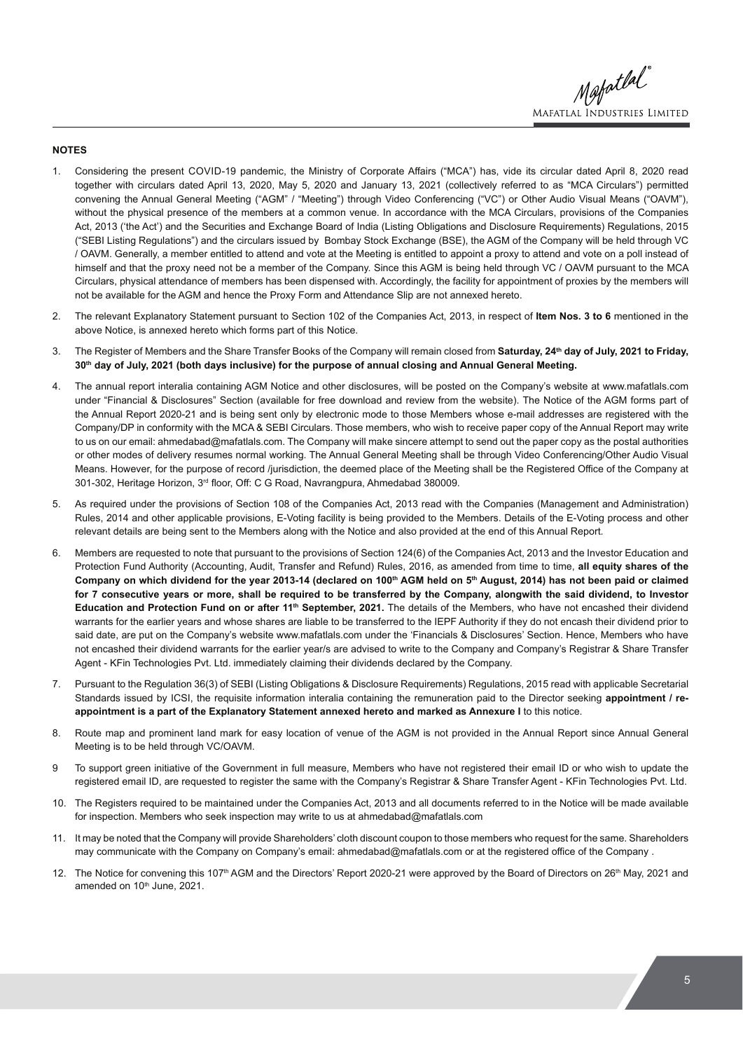## NOTES

1. Considering the present COVID-19 pandemic, the Ministry of Corporate Affairs ("MCA") has, vide its circular dated April 8, 2020 read together with circulars dated April 13, 2020, May 5, 2020 and January 13, 2021 (collectively referred to as "MCA Circulars") permitted convening the Annual General Meeting ("AGM" / "Meeting") through Video Conferencing ("VC") or Other Audio Visual Means ("OAVM"), without the physical presence of the members at a common venue. In accordance with the MCA Circulars, provisions of the Companies Act, 2013 ('the Act') and the Securities and Exchange Board of India (Listing Obligations and Disclosure Requirements) Regulations, 2015 ("SEBI Listing Regulations") and the circulars issued by Bombay Stock Exchange (BSE), the AGM of the Company will be held through VC / OAVM. Generally, a member entitled to attend and vote at the Meeting is entitled to appoint a proxy to attend and vote on a poll instead of himself and that the proxy need not be a member of the Company. Since this AGM is being held through VC / OAVM pursuant to the MCA Circulars, physical attendance of members has been dispensed with. Accordingly, the facility for appointment of proxies by the members will not be available for the AGM and hence the Proxy Form and Attendance Slip are not annexed hereto.

2. The relevant Explanatory Statement pursuant to Section 102 of the Companies Act, 2013, in respect of **Item Nos. 3 to 6** mentioned in the above Notice, is annexed hereto which forms part of this Notice.

3. The Register of Members and the Share Transfer Books of the Company will remain closed from **Saturday, 24th day of July, 2021 to Friday, 30th day of July, 2021 (both days inclusive) for the purpose of annual closing and Annual General Meeting.**

4. The annual report interalia containing AGM Notice and other disclosures, will be posted on the Company's website at www.mafatlals.com under "Financial & Disclosures" Section (available for free download and review from the website). The Notice of the AGM forms part of the Annual Report 2020-21 and is being sent only by electronic mode to those Members whose e-mail addresses are registered with the Company/DP in conformity with the MCA & SEBI Circulars. Those members, who wish to receive paper copy of the Annual Report may write to us on our email: ahmedabad@mafatlals.com. The Company will make sincere attempt to send out the paper copy as the postal authorities or other modes of delivery resumes normal working. The Annual General Meeting shall be through Video Conferencing/Other Audio Visual Means. However, for the purpose of record /jurisdiction, the deemed place of the Meeting shall be the Registered Office of the Company at 301-302, Heritage Horizon, 3rd floor, Off: C G Road, Navrangpura, Ahmedabad 380009.

5. As required under the provisions of Section 108 of the Companies Act, 2013 read with the Companies (Management and Administration) Rules, 2014 and other applicable provisions, E-Voting facility is being provided to the Members. Details of the E-Voting process and other relevant details are being sent to the Members along with the Notice and also provided at the end of this Annual Report.

6. Members are requested to note that pursuant to the provisions of Section 124(6) of the Companies Act, 2013 and the Investor Education and Protection Fund Authority (Accounting, Audit, Transfer and Refund) Rules, 2016, as amended from time to time, **all equity shares of the Company on which dividend for the year 2013-14 (declared on 100th AGM held on 5th August, 2014) has not been paid or claimed for 7 consecutive years or more, shall be required to be transferred by the Company, alongwith the said dividend, to Investor Education and Protection Fund on or after 11th September, 2021.** The details of the Members, who have not encashed their dividend warrants for the earlier years and whose shares are liable to be transferred to the IEPF Authority if they do not encash their dividend prior to said date, are put on the Company's website www.mafatlals.com under the 'Financials & Disclosures' Section. Hence, Members who have not encashed their dividend warrants for the earlier year/s are advised to write to the Company and Company's Registrar & Share Transfer Agent - KFin Technologies Pvt. Ltd. immediately claiming their dividends declared by the Company.

7. Pursuant to the Regulation 36(3) of SEBI (Listing Obligations & Disclosure Requirements) Regulations, 2015 read with applicable Secretarial Standards issued by ICSI, the requisite information interalia containing the remuneration paid to the Director seeking **appointment / re-appointment is a part of the Explanatory Statement annexed hereto and marked as Annexure I** to this notice.

8. Route map and prominent land mark for easy location of venue of the AGM is not provided in the Annual Report since Annual General Meeting is to be held through VC/OAVM.

9. To support green initiative of the Government in full measure, Members who have not registered their email ID or who wish to update the registered email ID, are requested to register the same with the Company's Registrar & Share Transfer Agent - KFin Technologies Pvt. Ltd.

10. The Registers required to be maintained under the Companies Act, 2013 and all documents referred to in the Notice will be made available for inspection. Members who seek inspection may write to us at ahmedabad@mafatlals.com

11. It may be noted that the Company will provide Shareholders' cloth discount coupon to those members who request for the same. Shareholders may communicate with the Company on Company's email: ahmedabad@mafatlals.com or at the registered office of the Company .

12. The Notice for convening this 107th AGM and the Directors' Report 2020-21 were approved by the Board of Directors on 26th May, 2021 and amended on 10th June, 2021.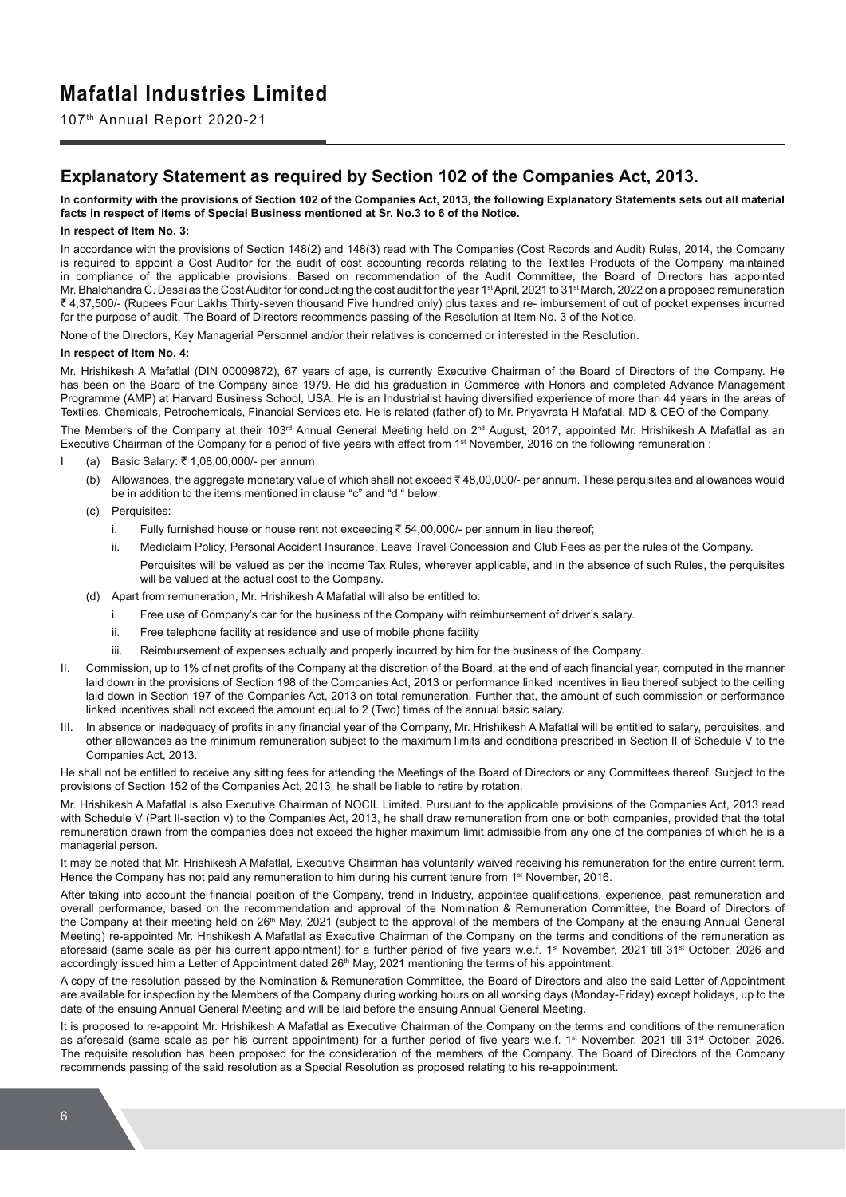## Explanatory Statement as required by Section 102 of the Companies Act, 2013.

**In conformity with the provisions of Section 102 of the Companies Act, 2013, the following Explanatory Statements sets out all material facts in respect of Items of Special Business mentioned at Sr. No.3 to 6 of the Notice.**

**In respect of Item No. 3:**

In accordance with the provisions of Section 148(2) and 148(3) read with The Companies (Cost Records and Audit) Rules, 2014, the Company is required to appoint a Cost Auditor for the audit of cost accounting records relating to the Textiles Products of the Company maintained in compliance of the applicable provisions. Based on recommendation of the Audit Committee, the Board of Directors has appointed Mr. Bhalchandra C. Desai as the Cost Auditor for conducting the cost audit for the year 1st April, 2021 to 31st March, 2022 on a proposed remuneration ₹ 4,37,500/- (Rupees Four Lakhs Thirty-seven thousand Five hundred only) plus taxes and re- imbursement of out of pocket expenses incurred for the purpose of audit. The Board of Directors recommends passing of the Resolution at Item No. 3 of the Notice.

None of the Directors, Key Managerial Personnel and/or their relatives is concerned or interested in the Resolution.

**In respect of Item No. 4:**

Mr. Hrishikesh A Mafatlal (DIN 00009872), 67 years of age, is currently Executive Chairman of the Board of Directors of the Company. He has been on the Board of the Company since 1979. He did his graduation in Commerce with Honors and completed Advance Management Programme (AMP) at Harvard Business School, USA. He is an Industrialist having diversified experience of more than 44 years in the areas of Textiles, Chemicals, Petrochemicals, Financial Services etc. He is related (father of) to Mr. Priyavrata H Mafatlal, MD & CEO of the Company.

The Members of the Company at their 103rd Annual General Meeting held on 2nd August, 2017, appointed Mr. Hrishikesh A Mafatlal as an Executive Chairman of the Company for a period of five years with effect from 1st November, 2016 on the following remuneration :

I (a) Basic Salary: ₹ 1,08,00,000/- per annum

(b) Allowances, the aggregate monetary value of which shall not exceed ₹ 48,00,000/- per annum. These perquisites and allowances would be in addition to the items mentioned in clause "c" and "d " below:

(c) Perquisites:

i. Fully furnished house or house rent not exceeding ₹ 54,00,000/- per annum in lieu thereof;

ii. Mediclaim Policy, Personal Accident Insurance, Leave Travel Concession and Club Fees as per the rules of the Company.

Perquisites will be valued as per the Income Tax Rules, wherever applicable, and in the absence of such Rules, the perquisites will be valued at the actual cost to the Company.

(d) Apart from remuneration, Mr. Hrishikesh A Mafatlal will also be entitled to:

i. Free use of Company's car for the business of the Company with reimbursement of driver's salary.

ii. Free telephone facility at residence and use of mobile phone facility

iii. Reimbursement of expenses actually and properly incurred by him for the business of the Company.

II. Commission, up to 1% of net profits of the Company at the discretion of the Board, at the end of each financial year, computed in the manner laid down in the provisions of Section 198 of the Companies Act, 2013 or performance linked incentives in lieu thereof subject to the ceiling laid down in Section 197 of the Companies Act, 2013 on total remuneration. Further that, the amount of such commission or performance linked incentives shall not exceed the amount equal to 2 (Two) times of the annual basic salary.

III. In absence or inadequacy of profits in any financial year of the Company, Mr. Hrishikesh A Mafatlal will be entitled to salary, perquisites, and other allowances as the minimum remuneration subject to the maximum limits and conditions prescribed in Section II of Schedule V to the Companies Act, 2013.

He shall not be entitled to receive any sitting fees for attending the Meetings of the Board of Directors or any Committees thereof. Subject to the provisions of Section 152 of the Companies Act, 2013, he shall be liable to retire by rotation.

Mr. Hrishikesh A Mafatlal is also Executive Chairman of NOCIL Limited. Pursuant to the applicable provisions of the Companies Act, 2013 read with Schedule V (Part II-section v) to the Companies Act, 2013, he shall draw remuneration from one or both companies, provided that the total remuneration drawn from the companies does not exceed the higher maximum limit admissible from any one of the companies of which he is a managerial person.

It may be noted that Mr. Hrishikesh A Mafatlal, Executive Chairman has voluntarily waived receiving his remuneration for the entire current term. Hence the Company has not paid any remuneration to him during his current tenure from 1st November, 2016.

After taking into account the financial position of the Company, trend in Industry, appointee qualifications, experience, past remuneration and overall performance, based on the recommendation and approval of the Nomination & Remuneration Committee, the Board of Directors of the Company at their meeting held on 26th May, 2021 (subject to the approval of the members of the Company at the ensuing Annual General Meeting) re-appointed Mr. Hrishikesh A Mafatlal as Executive Chairman of the Company on the terms and conditions of the remuneration as aforesaid (same scale as per his current appointment) for a further period of five years w.e.f. 1st November, 2021 till 31st October, 2026 and accordingly issued him a Letter of Appointment dated 26th May, 2021 mentioning the terms of his appointment.

A copy of the resolution passed by the Nomination & Remuneration Committee, the Board of Directors and also the said Letter of Appointment are available for inspection by the Members of the Company during working hours on all working days (Monday-Friday) except holidays, up to the date of the ensuing Annual General Meeting and will be laid before the ensuing Annual General Meeting.

It is proposed to re-appoint Mr. Hrishikesh A Mafatlal as Executive Chairman of the Company on the terms and conditions of the remuneration as aforesaid (same scale as per his current appointment) for a further period of five years w.e.f. 1st November, 2021 till 31st October, 2026. The requisite resolution has been proposed for the consideration of the members of the Company. The Board of Directors of the Company recommends passing of the said resolution as a Special Resolution as proposed relating to his re-appointment.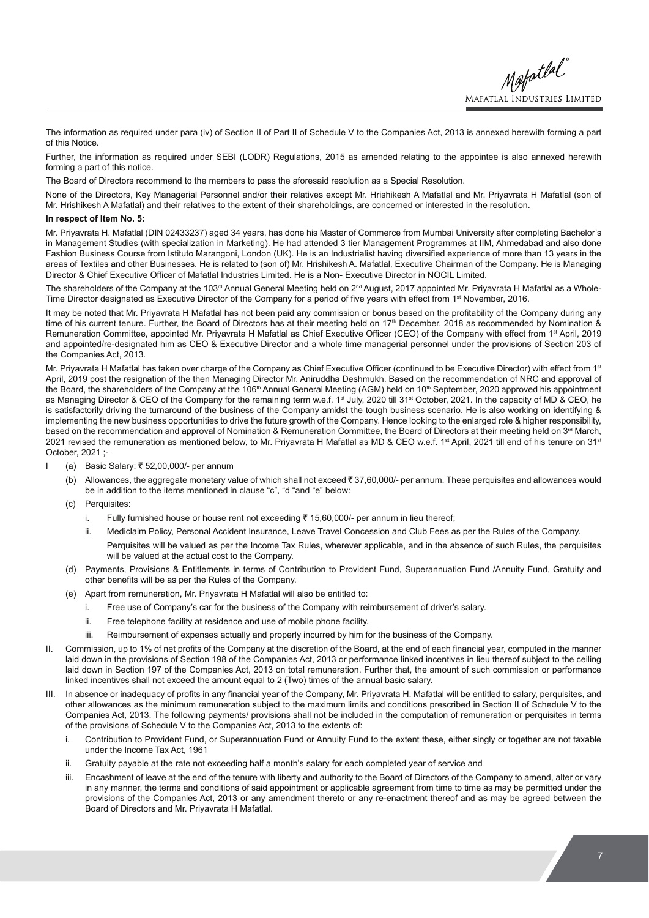The information as required under para (iv) of Section II of Part II of Schedule V to the Companies Act, 2013 is annexed herewith forming a part of this Notice.

Further, the information as required under SEBI (LODR) Regulations, 2015 as amended relating to the appointee is also annexed herewith forming a part of this notice.

The Board of Directors recommend to the members to pass the aforesaid resolution as a Special Resolution.

None of the Directors, Key Managerial Personnel and/or their relatives except Mr. Hrishikesh A Mafatlal and Mr. Priyavrata H Mafatlal (son of Mr. Hrishikesh A Mafatlal) and their relatives to the extent of their shareholdings, are concerned or interested in the resolution.

**In respect of Item No. 5:**

Mr. Priyavrata H. Mafatlal (DIN 02433237) aged 34 years, has done his Master of Commerce from Mumbai University after completing Bachelor's in Management Studies (with specialization in Marketing). He had attended 3 tier Management Programmes at IIM, Ahmedabad and also done Fashion Business Course from Istituto Marangoni, London (UK). He is an Industrialist having diversified experience of more than 13 years in the areas of Textiles and other Businesses. He is related to (son of) Mr. Hrishikesh A. Mafatlal, Executive Chairman of the Company. He is Managing Director & Chief Executive Officer of Mafatlal Industries Limited. He is a Non- Executive Director in NOCIL Limited.

The shareholders of the Company at the 103rd Annual General Meeting held on 2nd August, 2017 appointed Mr. Priyavrata H Mafatlal as a Whole-Time Director designated as Executive Director of the Company for a period of five years with effect from 1st November, 2016.

It may be noted that Mr. Priyavrata H Mafatlal has not been paid any commission or bonus based on the profitability of the Company during any time of his current tenure. Further, the Board of Directors has at their meeting held on 17th December, 2018 as recommended by Nomination & Remuneration Committee, appointed Mr. Priyavrata H Mafatlal as Chief Executive Officer (CEO) of the Company with effect from 1st April, 2019 and appointed/re-designated him as CEO & Executive Director and a whole time managerial personnel under the provisions of Section 203 of the Companies Act, 2013.

Mr. Priyavrata H Mafatlal has taken over charge of the Company as Chief Executive Officer (continued to be Executive Director) with effect from 1st April, 2019 post the resignation of the then Managing Director Mr. Aniruddha Deshmukh. Based on the recommendation of NRC and approval of the Board, the shareholders of the Company at the 106th Annual General Meeting (AGM) held on 10th September, 2020 approved his appointment as Managing Director & CEO of the Company for the remaining term w.e.f. 1st July, 2020 till 31st October, 2021. In the capacity of MD & CEO, he is satisfactorily driving the turnaround of the business of the Company amidst the tough business scenario. He is also working on identifying & implementing the new business opportunities to drive the future growth of the Company. Hence looking to the enlarged role & higher responsibility, based on the recommendation and approval of Nomination & Remuneration Committee, the Board of Directors at their meeting held on 3rd March, 2021 revised the remuneration as mentioned below, to Mr. Priyavrata H Mafatlal as MD & CEO w.e.f. 1st April, 2021 till end of his tenure on 31st October, 2021 ;-

I (a) Basic Salary: ₹ 52,00,000/- per annum

(b) Allowances, the aggregate monetary value of which shall not exceed ₹ 37,60,000/- per annum. These perquisites and allowances would be in addition to the items mentioned in clause "c", "d "and "e" below:

(c) Perquisites:

i. Fully furnished house or house rent not exceeding ₹ 15,60,000/- per annum in lieu thereof;

ii. Mediclaim Policy, Personal Accident Insurance, Leave Travel Concession and Club Fees as per the Rules of the Company.

Perquisites will be valued as per the Income Tax Rules, wherever applicable, and in the absence of such Rules, the perquisites will be valued at the actual cost to the Company.

(d) Payments, Provisions & Entitlements in terms of Contribution to Provident Fund, Superannuation Fund /Annuity Fund, Gratuity and other benefits will be as per the Rules of the Company.

(e) Apart from remuneration, Mr. Priyavrata H Mafatlal will also be entitled to:

i. Free use of Company's car for the business of the Company with reimbursement of driver's salary.

ii. Free telephone facility at residence and use of mobile phone facility.

iii. Reimbursement of expenses actually and properly incurred by him for the business of the Company.

II. Commission, up to 1% of net profits of the Company at the discretion of the Board, at the end of each financial year, computed in the manner laid down in the provisions of Section 198 of the Companies Act, 2013 or performance linked incentives in lieu thereof subject to the ceiling laid down in Section 197 of the Companies Act, 2013 on total remuneration. Further that, the amount of such commission or performance linked incentives shall not exceed the amount equal to 2 (Two) times of the annual basic salary.

III. In absence or inadequacy of profits in any financial year of the Company, Mr. Priyavrata H. Mafatlal will be entitled to salary, perquisites, and other allowances as the minimum remuneration subject to the maximum limits and conditions prescribed in Section II of Schedule V to the Companies Act, 2013. The following payments/ provisions shall not be included in the computation of remuneration or perquisites in terms of the provisions of Schedule V to the Companies Act, 2013 to the extents of:

i. Contribution to Provident Fund, or Superannuation Fund or Annuity Fund to the extent these, either singly or together are not taxable under the Income Tax Act, 1961

ii. Gratuity payable at the rate not exceeding half a month's salary for each completed year of service and

iii. Encashment of leave at the end of the tenure with liberty and authority to the Board of Directors of the Company to amend, alter or vary in any manner, the terms and conditions of said appointment or applicable agreement from time to time as may be permitted under the provisions of the Companies Act, 2013 or any amendment thereto or any re-enactment thereof and as may be agreed between the Board of Directors and Mr. Priyavrata H Mafatlal.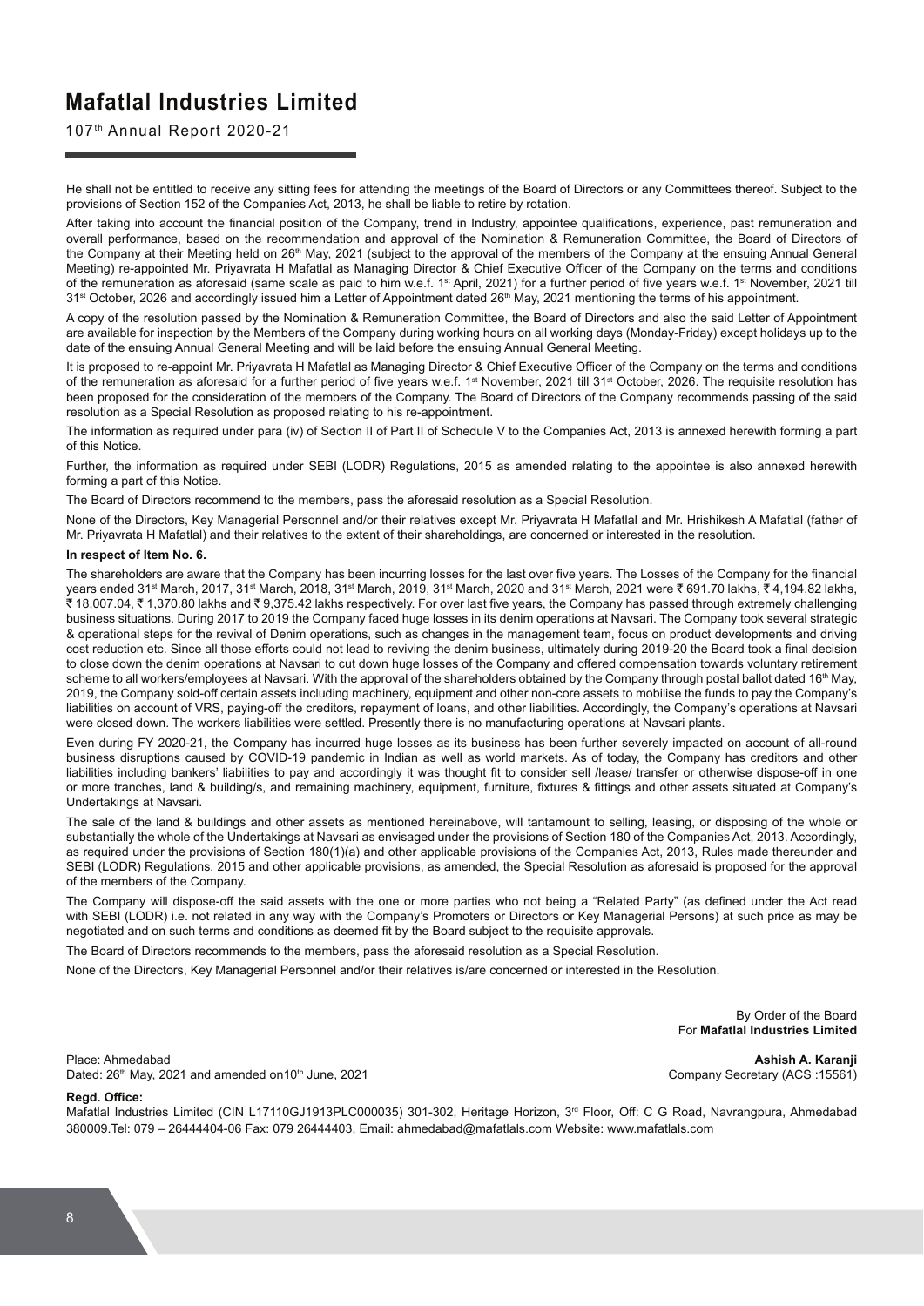He shall not be entitled to receive any sitting fees for attending the meetings of the Board of Directors or any Committees thereof. Subject to the provisions of Section 152 of the Companies Act, 2013, he shall be liable to retire by rotation.

After taking into account the financial position of the Company, trend in Industry, appointee qualifications, experience, past remuneration and overall performance, based on the recommendation and approval of the Nomination & Remuneration Committee, the Board of Directors of the Company at their Meeting held on 26th May, 2021 (subject to the approval of the members of the Company at the ensuing Annual General Meeting) re-appointed Mr. Priyavrata H Mafatlal as Managing Director & Chief Executive Officer of the Company on the terms and conditions of the remuneration as aforesaid (same scale as paid to him w.e.f. 1st April, 2021) for a further period of five years w.e.f. 1st November, 2021 till 31st October, 2026 and accordingly issued him a Letter of Appointment dated 26th May, 2021 mentioning the terms of his appointment.

A copy of the resolution passed by the Nomination & Remuneration Committee, the Board of Directors and also the said Letter of Appointment are available for inspection by the Members of the Company during working hours on all working days (Monday-Friday) except holidays up to the date of the ensuing Annual General Meeting and will be laid before the ensuing Annual General Meeting.

It is proposed to re-appoint Mr. Priyavrata H Mafatlal as Managing Director & Chief Executive Officer of the Company on the terms and conditions of the remuneration as aforesaid for a further period of five years w.e.f. 1st November, 2021 till 31st October, 2026. The requisite resolution has been proposed for the consideration of the members of the Company. The Board of Directors of the Company recommends passing of the said resolution as a Special Resolution as proposed relating to his re-appointment.

The information as required under para (iv) of Section II of Part II of Schedule V to the Companies Act, 2013 is annexed herewith forming a part of this Notice.

Further, the information as required under SEBI (LODR) Regulations, 2015 as amended relating to the appointee is also annexed herewith forming a part of this Notice.

The Board of Directors recommend to the members, pass the aforesaid resolution as a Special Resolution.

None of the Directors, Key Managerial Personnel and/or their relatives except Mr. Priyavrata H Mafatlal and Mr. Hrishikesh A Mafatlal (father of Mr. Priyavrata H Mafatlal) and their relatives to the extent of their shareholdings, are concerned or interested in the resolution.

**In respect of Item No. 6.**

The shareholders are aware that the Company has been incurring losses for the last over five years. The Losses of the Company for the financial years ended 31st March, 2017, 31st March, 2018, 31st March, 2019, 31st March, 2020 and 31st March, 2021 were ₹ 691.70 lakhs, ₹ 4,194.82 lakhs, ₹ 18,007.04, ₹ 1,370.80 lakhs and ₹ 9,375.42 lakhs respectively. For over last five years, the Company has passed through extremely challenging business situations. During 2017 to 2019 the Company faced huge losses in its denim operations at Navsari. The Company took several strategic & operational steps for the revival of Denim operations, such as changes in the management team, focus on product developments and driving cost reduction etc. Since all those efforts could not lead to reviving the denim business, ultimately during 2019-20 the Board took a final decision to close down the denim operations at Navsari to cut down huge losses of the Company and offered compensation towards voluntary retirement scheme to all workers/employees at Navsari. With the approval of the shareholders obtained by the Company through postal ballot dated 16th May, 2019, the Company sold-off certain assets including machinery, equipment and other non-core assets to mobilise the funds to pay the Company's liabilities on account of VRS, paying-off the creditors, repayment of loans, and other liabilities. Accordingly, the Company's operations at Navsari were closed down. The workers liabilities were settled. Presently there is no manufacturing operations at Navsari plants.

Even during FY 2020-21, the Company has incurred huge losses as its business has been further severely impacted on account of all-round business disruptions caused by COVID-19 pandemic in Indian as well as world markets. As of today, the Company has creditors and other liabilities including bankers' liabilities to pay and accordingly it was thought fit to consider sell /lease/ transfer or otherwise dispose-off in one or more tranches, land & building/s, and remaining machinery, equipment, furniture, fixtures & fittings and other assets situated at Company's Undertakings at Navsari.

The sale of the land & buildings and other assets as mentioned hereinabove, will tantamount to selling, leasing, or disposing of the whole or substantially the whole of the Undertakings at Navsari as envisaged under the provisions of Section 180 of the Companies Act, 2013. Accordingly, as required under the provisions of Section 180(1)(a) and other applicable provisions of the Companies Act, 2013, Rules made thereunder and SEBI (LODR) Regulations, 2015 and other applicable provisions, as amended, the Special Resolution as aforesaid is proposed for the approval of the members of the Company.

The Company will dispose-off the said assets with the one or more parties who not being a "Related Party" (as defined under the Act read with SEBI (LODR) i.e. not related in any way with the Company's Promoters or Directors or Key Managerial Persons) at such price as may be negotiated and on such terms and conditions as deemed fit by the Board subject to the requisite approvals.

The Board of Directors recommends to the members, pass the aforesaid resolution as a Special Resolution.

None of the Directors, Key Managerial Personnel and/or their relatives is/are concerned or interested in the Resolution.

By Order of the Board
For **Mafatlal Industries Limited**

Place: Ahmedabad
Dated: 26th May, 2021 and amended on10th June, 2021

**Ashish A. Karanji**
Company Secretary (ACS :15561)

**Regd. Office:**
Mafatlal Industries Limited (CIN L17110GJ1913PLC000035) 301-302, Heritage Horizon, 3rd Floor, Off: C G Road, Navrangpura, Ahmedabad 380009.Tel: 079 – 26444404-06 Fax: 079 26444403, Email: ahmedabad@mafatlals.com Website: www.mafatlals.com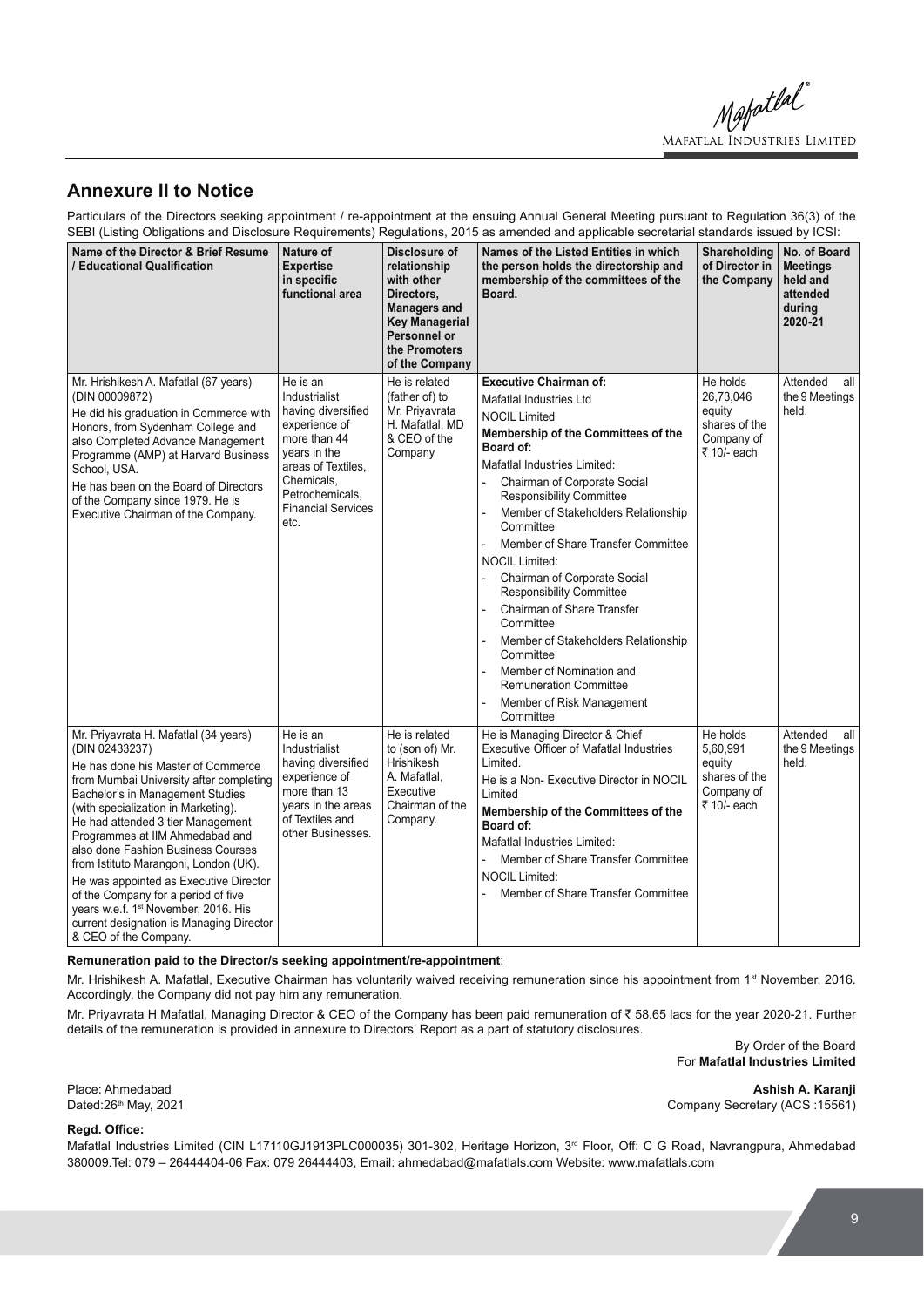## Annexure II to Notice

Particulars of the Directors seeking appointment / re-appointment at the ensuing Annual General Meeting pursuant to Regulation 36(3) of the SEBI (Listing Obligations and Disclosure Requirements) Regulations, 2015 as amended and applicable secretarial standards issued by ICSI:

| Name of the Director & Brief Resume / Educational Qualification | Nature of Expertise in specific functional area | Disclosure of relationship with other Directors, Managers and Key Managerial Personnel or the Promoters of the Company | Names of the Listed Entities in which the person holds the directorship and membership of the committees of the Board. | Shareholding of Director in the Company | No. of Board Meetings held and attended during 2020-21 |
|---|---|---|---|---|---|
| Mr. Hrishikesh A. Mafatlal (67 years) (DIN 00009872)<br>He did his graduation in Commerce with Honors, from Sydenham College and also Completed Advance Management Programme (AMP) at Harvard Business School, USA.<br>He has been on the Board of Directors of the Company since 1979. He is Executive Chairman of the Company. | He is an Industrialist having diversified experience of more than 44 years in the areas of Textiles, Chemicals, Petrochemicals, Financial Services etc. | He is related (father of) to Mr. Priyavrata H. Mafatlal, MD & CEO of the Company | **Executive Chairman of:**<br>Mafatlal Industries Ltd<br>NOCIL Limited<br>**Membership of the Committees of the Board of:**<br>Mafatlal Industries Limited:<br>- Chairman of Corporate Social Responsibility Committee<br>- Member of Stakeholders Relationship Committee<br>- Member of Share Transfer Committee<br>NOCIL Limited:<br>- Chairman of Corporate Social Responsibility Committee<br>- Chairman of Share Transfer Committee<br>- Member of Stakeholders Relationship Committee<br>- Member of Nomination and Remuneration Committee<br>- Member of Risk Management Committee | He holds 26,73,046 equity shares of the Company of ₹ 10/- each | Attended all the 9 Meetings held. |
| Mr. Priyavrata H. Mafatlal (34 years) (DIN 02433237)<br>He has done his Master of Commerce from Mumbai University after completing Bachelor's in Management Studies (with specialization in Marketing). He had attended 3 tier Management Programmes at IIM Ahmedabad and also done Fashion Business Courses from Istituto Marangoni, London (UK).<br>He was appointed as Executive Director of the Company for a period of five years w.e.f. 1st November, 2016. His current designation is Managing Director & CEO of the Company. | He is an Industrialist having diversified experience of more than 13 years in the areas of Textiles and other Businesses. | He is related to (son of) Mr. Hrishikesh A. Mafatlal, Executive Chairman of the Company. | He is Managing Director & Chief Executive Officer of Mafatlal Industries Limited.<br>He is a Non- Executive Director in NOCIL Limited<br>**Membership of the Committees of the Board of:**<br>Mafatlal Industries Limited:<br>- Member of Share Transfer Committee<br>NOCIL Limited:<br>- Member of Share Transfer Committee | He holds 5,60,991 equity shares of the Company of ₹ 10/- each | Attended all the 9 Meetings held. |

**Remuneration paid to the Director/s seeking appointment/re-appointment**:

Mr. Hrishikesh A. Mafatlal, Executive Chairman has voluntarily waived receiving remuneration since his appointment from 1st November, 2016. Accordingly, the Company did not pay him any remuneration.

Mr. Priyavrata H Mafatlal, Managing Director & CEO of the Company has been paid remuneration of ₹ 58.65 lacs for the year 2020-21. Further details of the remuneration is provided in annexure to Directors' Report as a part of statutory disclosures.

By Order of the Board
For **Mafatlal Industries Limited**

Place: Ahmedabad
Dated:26th May, 2021

**Ashish A. Karanji**
Company Secretary (ACS :15561)

**Regd. Office:**

Mafatlal Industries Limited (CIN L17110GJ1913PLC000035) 301-302, Heritage Horizon, 3rd Floor, Off: C G Road, Navrangpura, Ahmedabad 380009.Tel: 079 – 26444404-06 Fax: 079 26444403, Email: ahmedabad@mafatlals.com Website: www.mafatlals.com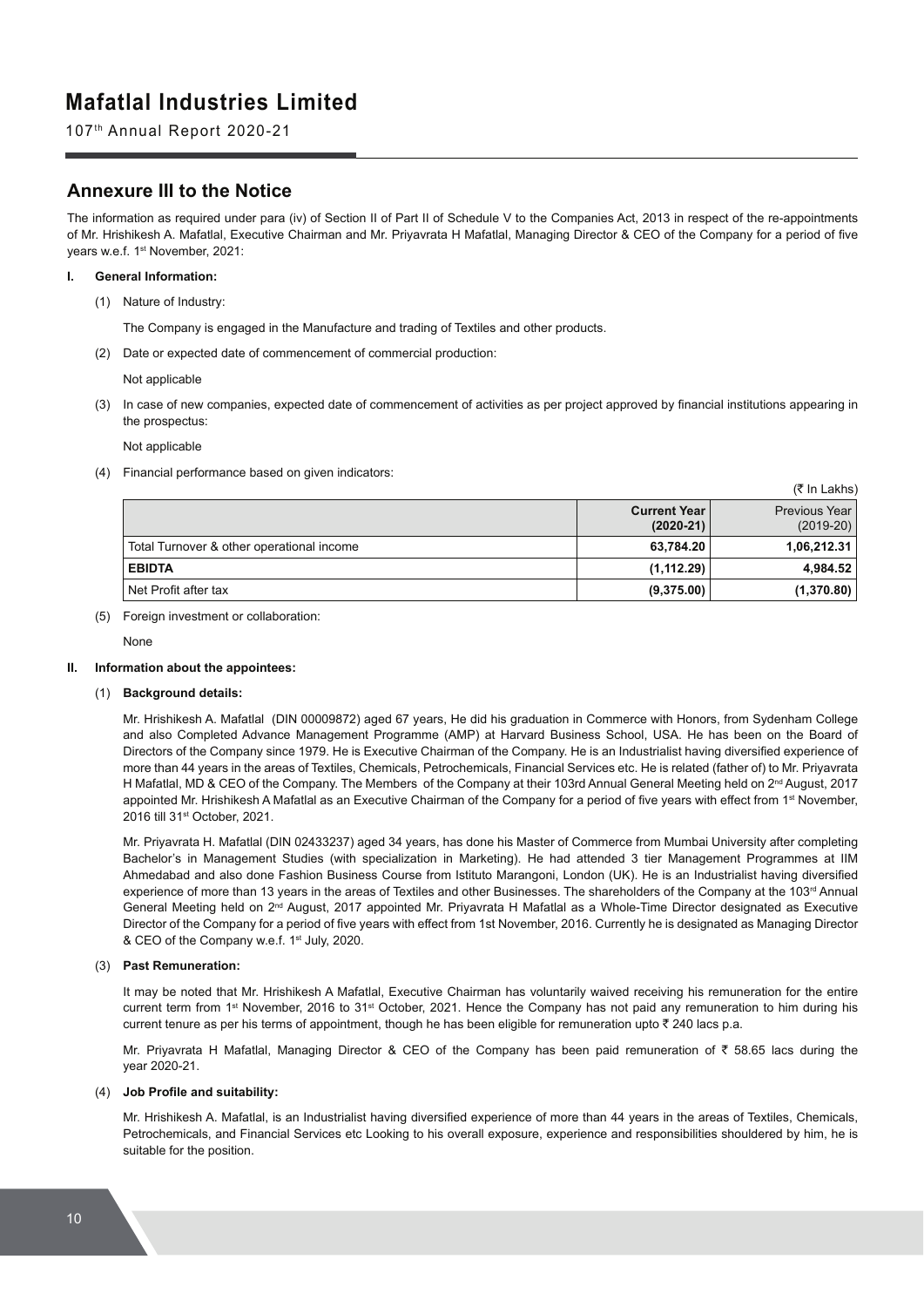## Annexure III to the Notice

The information as required under para (iv) of Section II of Part II of Schedule V to the Companies Act, 2013 in respect of the re-appointments of Mr. Hrishikesh A. Mafatlal, Executive Chairman and Mr. Priyavrata H Mafatlal, Managing Director & CEO of the Company for a period of five years w.e.f. 1st November, 2021:

**I. General Information:**

(1) Nature of Industry:

The Company is engaged in the Manufacture and trading of Textiles and other products.

(2) Date or expected date of commencement of commercial production:

Not applicable

(3) In case of new companies, expected date of commencement of activities as per project approved by financial institutions appearing in the prospectus:

Not applicable

(4) Financial performance based on given indicators:

(₹ In Lakhs)

| | **Current Year (2020-21)** | Previous Year (2019-20) |
|---|---|---|
| Total Turnover & other operational income | **63,784.20** | **1,06,212.31** |
| **EBIDTA** | **(1,112.29)** | **4,984.52** |
| Net Profit after tax | **(9,375.00)** | **(1,370.80)** |

(5) Foreign investment or collaboration:

None

**II. Information about the appointees:**

(1) **Background details:**

Mr. Hrishikesh A. Mafatlal (DIN 00009872) aged 67 years, He did his graduation in Commerce with Honors, from Sydenham College and also Completed Advance Management Programme (AMP) at Harvard Business School, USA. He has been on the Board of Directors of the Company since 1979. He is Executive Chairman of the Company. He is an Industrialist having diversified experience of more than 44 years in the areas of Textiles, Chemicals, Petrochemicals, Financial Services etc. He is related (father of) to Mr. Priyavrata H Mafatlal, MD & CEO of the Company. The Members of the Company at their 103rd Annual General Meeting held on 2nd August, 2017 appointed Mr. Hrishikesh A Mafatlal as an Executive Chairman of the Company for a period of five years with effect from 1st November, 2016 till 31st October, 2021.

Mr. Priyavrata H. Mafatlal (DIN 02433237) aged 34 years, has done his Master of Commerce from Mumbai University after completing Bachelor's in Management Studies (with specialization in Marketing). He had attended 3 tier Management Programmes at IIM Ahmedabad and also done Fashion Business Course from Istituto Marangoni, London (UK). He is an Industrialist having diversified experience of more than 13 years in the areas of Textiles and other Businesses. The shareholders of the Company at the 103rd Annual General Meeting held on 2nd August, 2017 appointed Mr. Priyavrata H Mafatlal as a Whole-Time Director designated as Executive Director of the Company for a period of five years with effect from 1st November, 2016. Currently he is designated as Managing Director & CEO of the Company w.e.f. 1st July, 2020.

(3) **Past Remuneration:**

It may be noted that Mr. Hrishikesh A Mafatlal, Executive Chairman has voluntarily waived receiving his remuneration for the entire current term from 1st November, 2016 to 31st October, 2021. Hence the Company has not paid any remuneration to him during his current tenure as per his terms of appointment, though he has been eligible for remuneration upto ₹ 240 lacs p.a.

Mr. Priyavrata H Mafatlal, Managing Director & CEO of the Company has been paid remuneration of ₹ 58.65 lacs during the year 2020-21.

(4) **Job Profile and suitability:**

Mr. Hrishikesh A. Mafatlal, is an Industrialist having diversified experience of more than 44 years in the areas of Textiles, Chemicals, Petrochemicals, and Financial Services etc Looking to his overall exposure, experience and responsibilities shouldered by him, he is suitable for the position.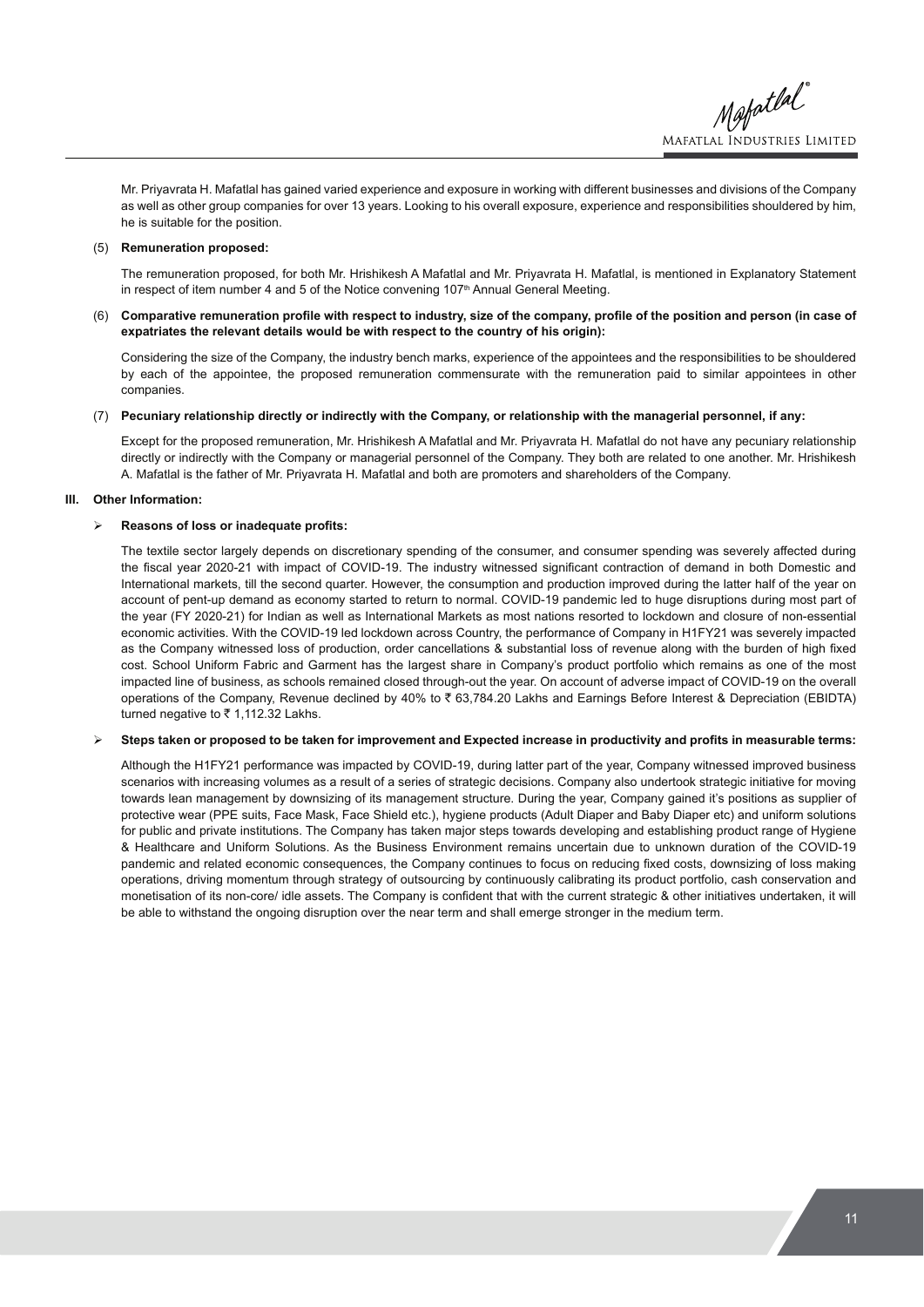Mr. Priyavrata H. Mafatlal has gained varied experience and exposure in working with different businesses and divisions of the Company as well as other group companies for over 13 years. Looking to his overall exposure, experience and responsibilities shouldered by him, he is suitable for the position.

(5) **Remuneration proposed:**

The remuneration proposed, for both Mr. Hrishikesh A Mafatlal and Mr. Priyavrata H. Mafatlal, is mentioned in Explanatory Statement in respect of item number 4 and 5 of the Notice convening 107th Annual General Meeting.

(6) **Comparative remuneration profile with respect to industry, size of the company, profile of the position and person (in case of expatriates the relevant details would be with respect to the country of his origin):**

Considering the size of the Company, the industry bench marks, experience of the appointees and the responsibilities to be shouldered by each of the appointee, the proposed remuneration commensurate with the remuneration paid to similar appointees in other companies.

(7) **Pecuniary relationship directly or indirectly with the Company, or relationship with the managerial personnel, if any:**

Except for the proposed remuneration, Mr. Hrishikesh A Mafatlal and Mr. Priyavrata H. Mafatlal do not have any pecuniary relationship directly or indirectly with the Company or managerial personnel of the Company. They both are related to one another. Mr. Hrishikesh A. Mafatlal is the father of Mr. Priyavrata H. Mafatlal and both are promoters and shareholders of the Company.

**III. Other Information:**

- **Reasons of loss or inadequate profits:**

  The textile sector largely depends on discretionary spending of the consumer, and consumer spending was severely affected during the fiscal year 2020-21 with impact of COVID-19. The industry witnessed significant contraction of demand in both Domestic and International markets, till the second quarter. However, the consumption and production improved during the latter half of the year on account of pent-up demand as economy started to return to normal. COVID-19 pandemic led to huge disruptions during most part of the year (FY 2020-21) for Indian as well as International Markets as most nations resorted to lockdown and closure of non-essential economic activities. With the COVID-19 led lockdown across Country, the performance of Company in H1FY21 was severely impacted as the Company witnessed loss of production, order cancellations & substantial loss of revenue along with the burden of high fixed cost. School Uniform Fabric and Garment has the largest share in Company's product portfolio which remains as one of the most impacted line of business, as schools remained closed through-out the year. On account of adverse impact of COVID-19 on the overall operations of the Company, Revenue declined by 40% to ₹ 63,784.20 Lakhs and Earnings Before Interest & Depreciation (EBIDTA) turned negative to ₹ 1,112.32 Lakhs.

- **Steps taken or proposed to be taken for improvement and Expected increase in productivity and profits in measurable terms:**

  Although the H1FY21 performance was impacted by COVID-19, during latter part of the year, Company witnessed improved business scenarios with increasing volumes as a result of a series of strategic decisions. Company also undertook strategic initiative for moving towards lean management by downsizing of its management structure. During the year, Company gained it's positions as supplier of protective wear (PPE suits, Face Mask, Face Shield etc.), hygiene products (Adult Diaper and Baby Diaper etc) and uniform solutions for public and private institutions. The Company has taken major steps towards developing and establishing product range of Hygiene & Healthcare and Uniform Solutions. As the Business Environment remains uncertain due to unknown duration of the COVID-19 pandemic and related economic consequences, the Company continues to focus on reducing fixed costs, downsizing of loss making operations, driving momentum through strategy of outsourcing by continuously calibrating its product portfolio, cash conservation and monetisation of its non-core/ idle assets. The Company is confident that with the current strategic & other initiatives undertaken, it will be able to withstand the ongoing disruption over the near term and shall emerge stronger in the medium term.